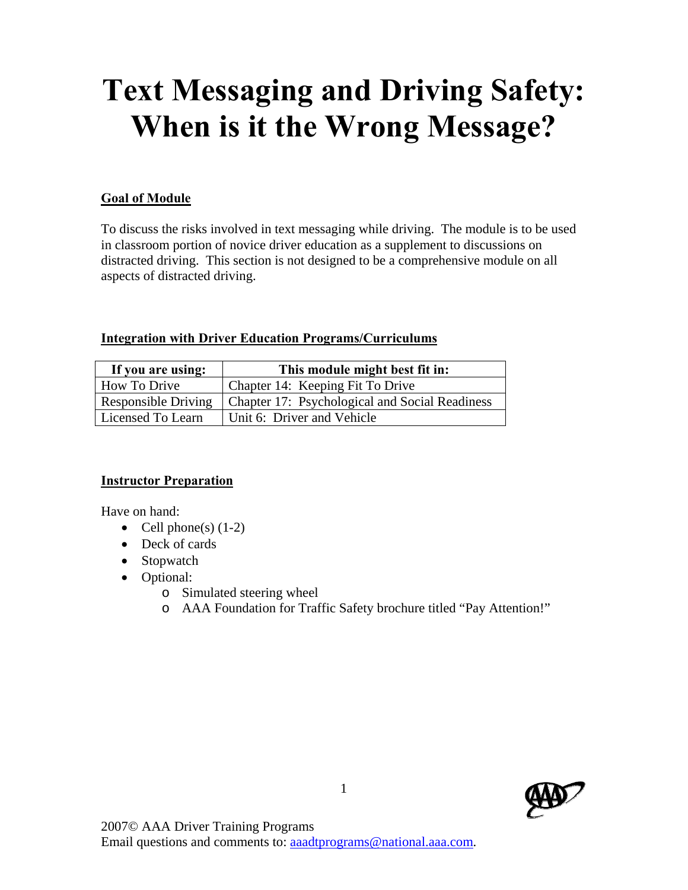# Text Messaging and Driving Safety: When is it the Wrong Message?

**Goal of Module**

To discuss the risks involved in text messaging while driving. The module is to be used in classroom portion of novice driver education as a supplement to discussions on distracted driving. This section is not designed to be a comprehensive module on all aspects of distracted driving.

**Integration with Driver Education Programs/Curriculums**

| If you are using: | This module might best fit in: |
|---|---|
| How To Drive | Chapter 14: Keeping Fit To Drive |
| Responsible Driving | Chapter 17: Psychological and Social Readiness |
| Licensed To Learn | Unit 6: Driver and Vehicle |

**Instructor Preparation**

Have on hand:

- Cell phone(s) (1-2)
- Deck of cards
- Stopwatch
- Optional:
    - Simulated steering wheel
    - AAA Foundation for Traffic Safety brochure titled "Pay Attention!"

2007© AAA Driver Training Programs
Email questions and comments to: aaadtprograms@national.aaa.com.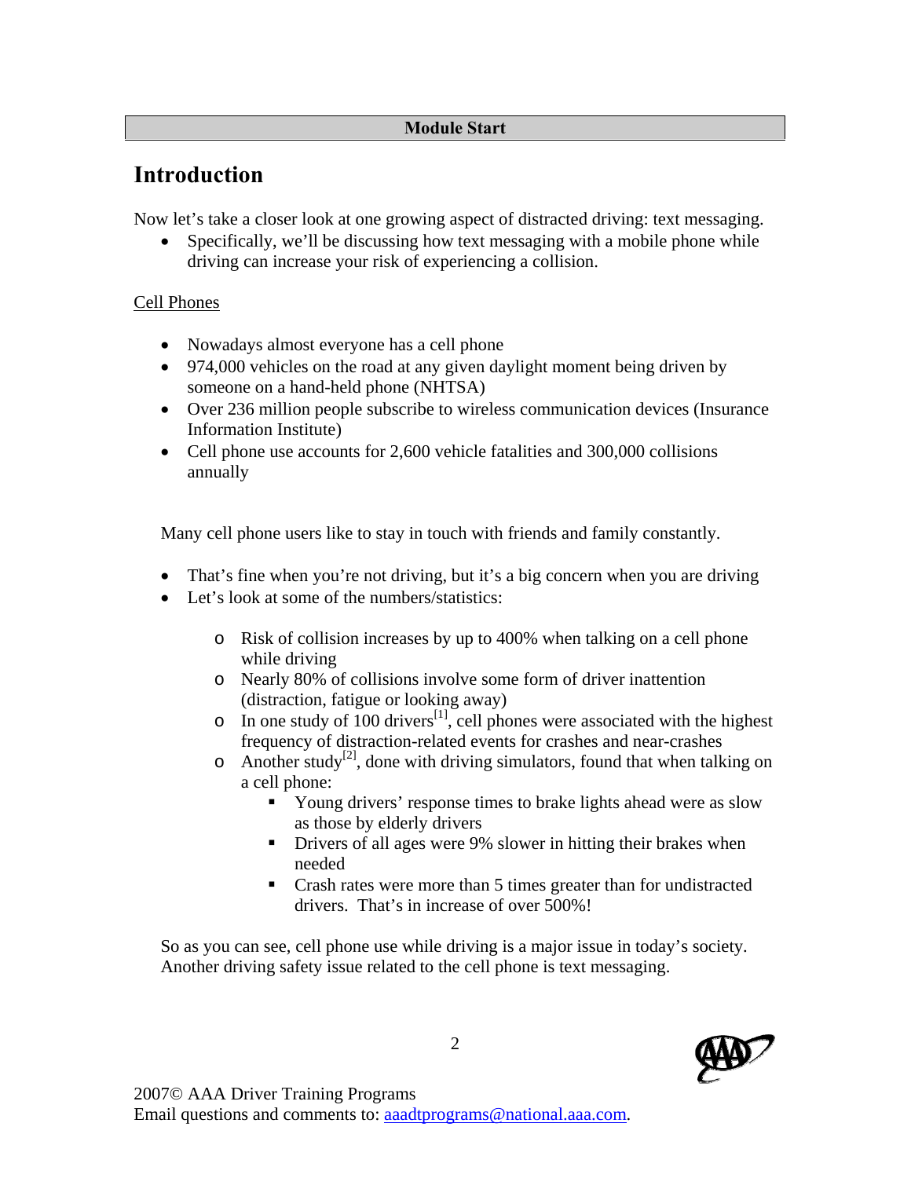**Module Start**

# Introduction

Now let's take a closer look at one growing aspect of distracted driving: text messaging.

- Specifically, we'll be discussing how text messaging with a mobile phone while driving can increase your risk of experiencing a collision.

Cell Phones

- Nowadays almost everyone has a cell phone
- 974,000 vehicles on the road at any given daylight moment being driven by someone on a hand-held phone (NHTSA)
- Over 236 million people subscribe to wireless communication devices (Insurance Information Institute)
- Cell phone use accounts for 2,600 vehicle fatalities and 300,000 collisions annually

Many cell phone users like to stay in touch with friends and family constantly.

- That's fine when you're not driving, but it's a big concern when you are driving
- Let's look at some of the numbers/statistics:
    - Risk of collision increases by up to 400% when talking on a cell phone while driving
    - Nearly 80% of collisions involve some form of driver inattention (distraction, fatigue or looking away)
    - In one study of 100 drivers[1], cell phones were associated with the highest frequency of distraction-related events for crashes and near-crashes
    - Another study[2], done with driving simulators, found that when talking on a cell phone:
        - Young drivers' response times to brake lights ahead were as slow as those by elderly drivers
        - Drivers of all ages were 9% slower in hitting their brakes when needed
        - Crash rates were more than 5 times greater than for undistracted drivers. That's in increase of over 500%!

So as you can see, cell phone use while driving is a major issue in today's society. Another driving safety issue related to the cell phone is text messaging.

2007© AAA Driver Training Programs
Email questions and comments to: aaadtprograms@national.aaa.com.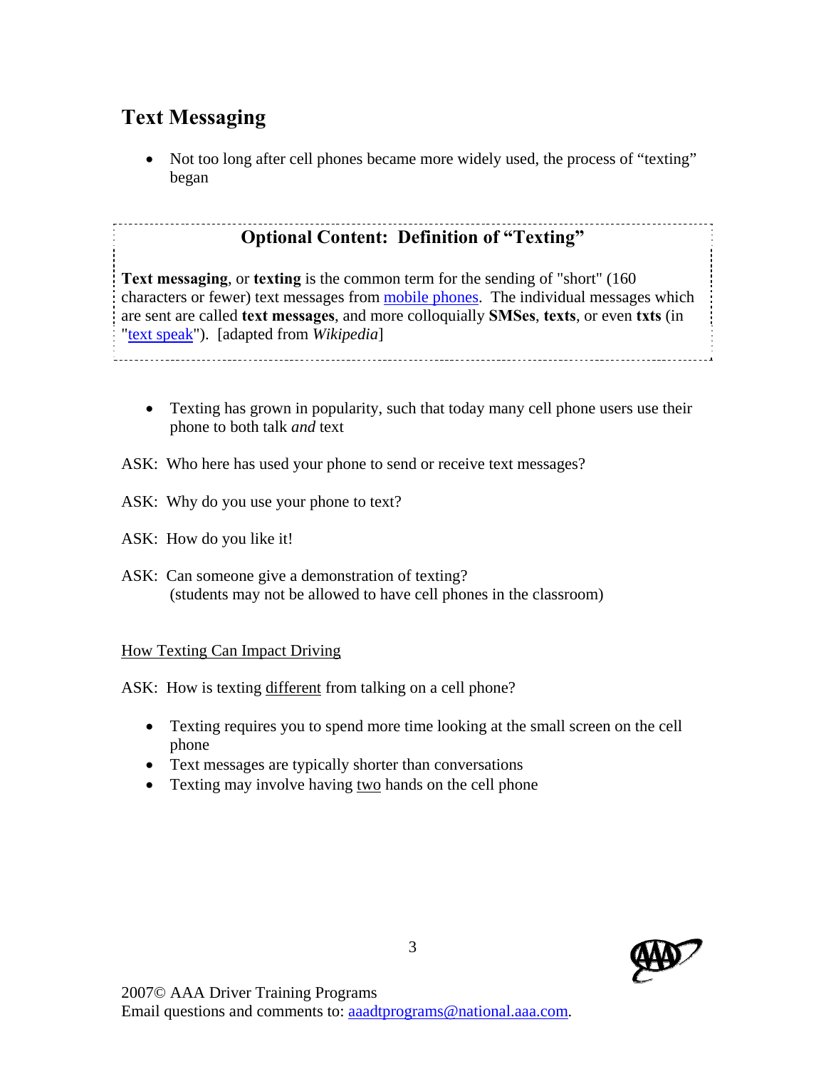## Text Messaging

- Not too long after cell phones became more widely used, the process of "texting" began

### Optional Content: Definition of "Texting"

**Text messaging**, or **texting** is the common term for the sending of "short" (160 characters or fewer) text messages from mobile phones. The individual messages which are sent are called **text messages**, and more colloquially **SMSes**, **texts**, or even **txts** (in "text speak"). [adapted from *Wikipedia*]

- Texting has grown in popularity, such that today many cell phone users use their phone to both talk *and* text

ASK: Who here has used your phone to send or receive text messages?

ASK: Why do you use your phone to text?

ASK: How do you like it!

ASK: Can someone give a demonstration of texting?
(students may not be allowed to have cell phones in the classroom)

How Texting Can Impact Driving

ASK: How is texting different from talking on a cell phone?

- Texting requires you to spend more time looking at the small screen on the cell phone
- Text messages are typically shorter than conversations
- Texting may involve having two hands on the cell phone

2007© AAA Driver Training Programs
Email questions and comments to: aaadtprograms@national.aaa.com.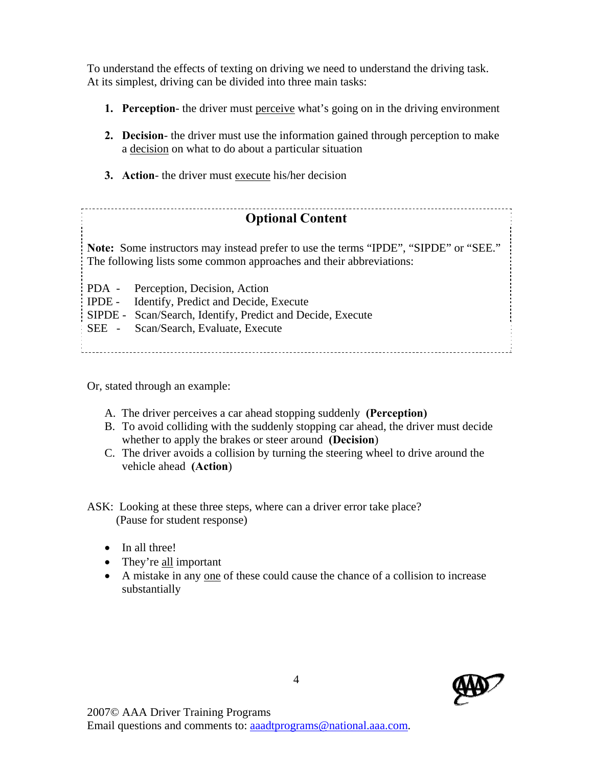To understand the effects of texting on driving we need to understand the driving task. At its simplest, driving can be divided into three main tasks:

1. **Perception**- the driver must <u>perceive</u> what's going on in the driving environment

2. **Decision**- the driver must use the information gained through perception to make a <u>decision</u> on what to do about a particular situation

3. **Action**- the driver must <u>execute</u> his/her decision

## Optional Content

**Note:** Some instructors may instead prefer to use the terms "IPDE", "SIPDE" or "SEE." The following lists some common approaches and their abbreviations:

PDA - Perception, Decision, Action
IPDE - Identify, Predict and Decide, Execute
SIPDE - Scan/Search, Identify, Predict and Decide, Execute
SEE - Scan/Search, Evaluate, Execute

Or, stated through an example:

A. The driver perceives a car ahead stopping suddenly **(Perception)**
B. To avoid colliding with the suddenly stopping car ahead, the driver must decide whether to apply the brakes or steer around **(Decision)**
C. The driver avoids a collision by turning the steering wheel to drive around the vehicle ahead **(Action)**

ASK: Looking at these three steps, where can a driver error take place?
(Pause for student response)

- In all three!
- They're <u>all</u> important
- A mistake in any <u>one</u> of these could cause the chance of a collision to increase substantially

2007© AAA Driver Training Programs
Email questions and comments to: aaadtprograms@national.aaa.com.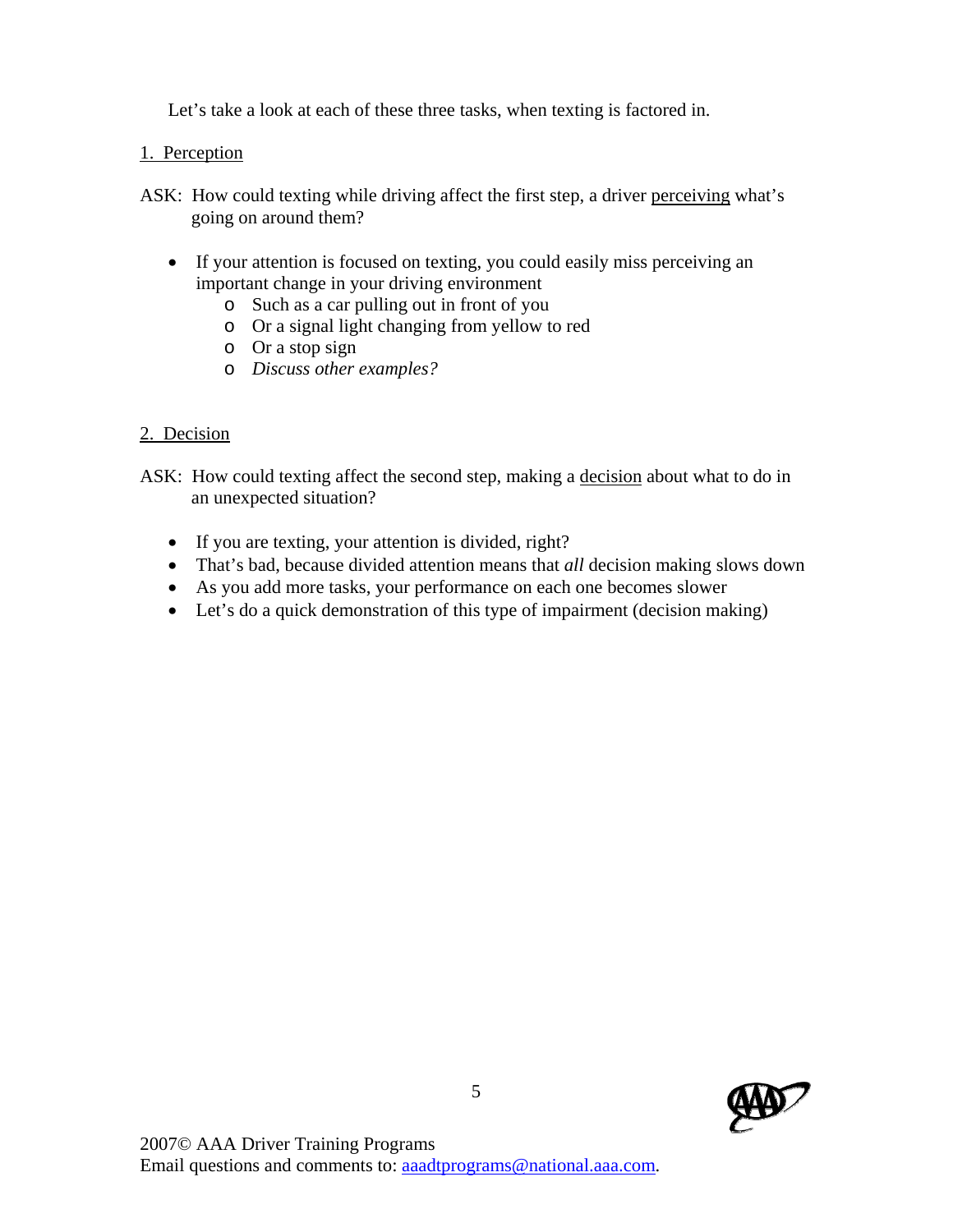Let's take a look at each of these three tasks, when texting is factored in.

1. Perception

ASK: How could texting while driving affect the first step, a driver perceiving what's going on around them?

- If your attention is focused on texting, you could easily miss perceiving an important change in your driving environment
  - Such as a car pulling out in front of you
  - Or a signal light changing from yellow to red
  - Or a stop sign
  - *Discuss other examples?*

2. Decision

ASK: How could texting affect the second step, making a decision about what to do in an unexpected situation?

- If you are texting, your attention is divided, right?
- That's bad, because divided attention means that *all* decision making slows down
- As you add more tasks, your performance on each one becomes slower
- Let's do a quick demonstration of this type of impairment (decision making)

2007© AAA Driver Training Programs
Email questions and comments to: aaadtprograms@national.aaa.com.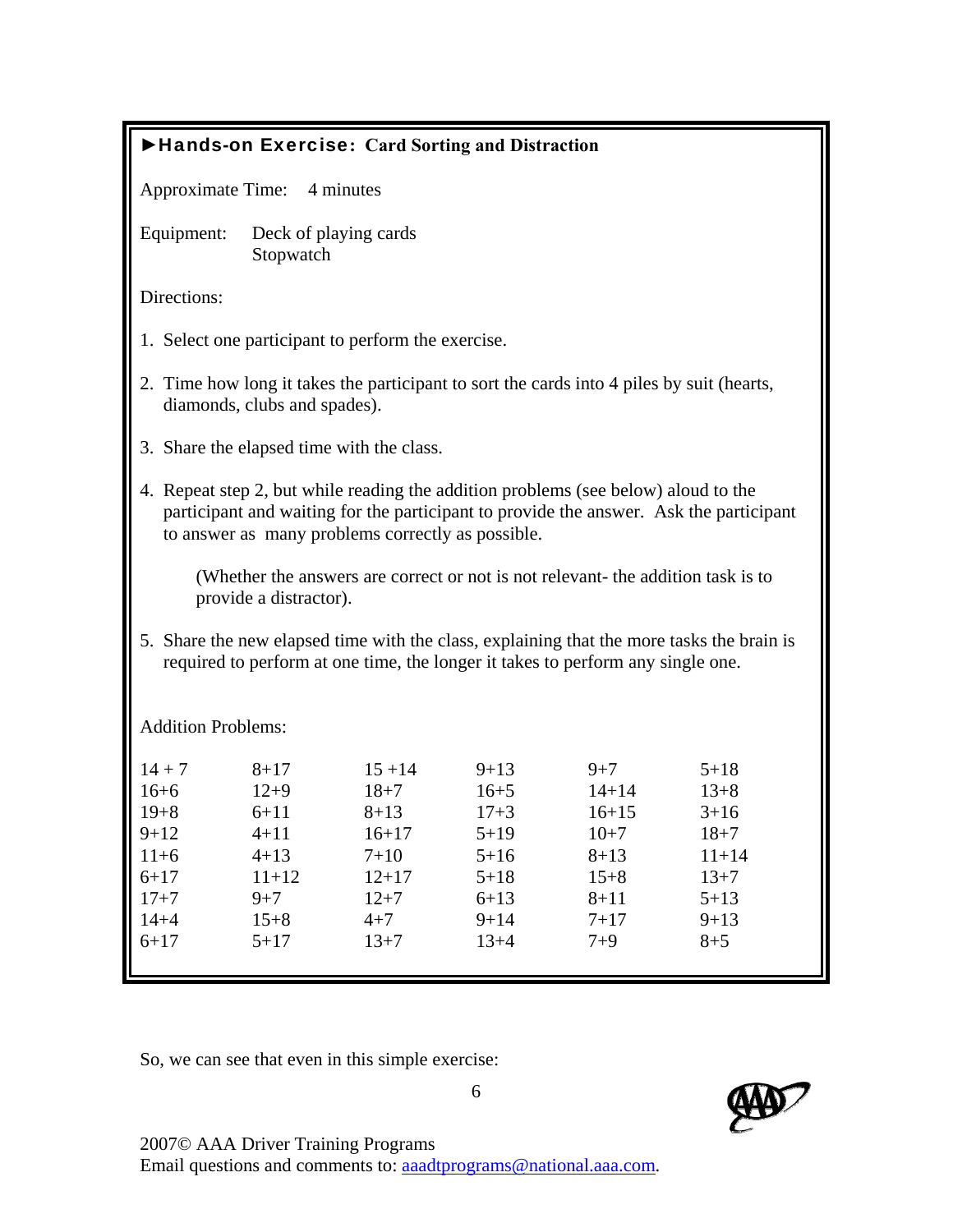### ►Hands-on Exercise: Card Sorting and Distraction

Approximate Time: 4 minutes

Equipment: Deck of playing cards
Stopwatch

Directions:

1. Select one participant to perform the exercise.
2. Time how long it takes the participant to sort the cards into 4 piles by suit (hearts, diamonds, clubs and spades).
3. Share the elapsed time with the class.
4. Repeat step 2, but while reading the addition problems (see below) aloud to the participant and waiting for the participant to provide the answer. Ask the participant to answer as many problems correctly as possible.

   (Whether the answers are correct or not is not relevant- the addition task is to provide a distractor).

5. Share the new elapsed time with the class, explaining that the more tasks the brain is required to perform at one time, the longer it takes to perform any single one.

Addition Problems:

| | | | | | |
|---|---|---|---|---|---|
| 14 + 7 | 8+17 | 15 +14 | 9+13 | 9+7 | 5+18 |
| 16+6 | 12+9 | 18+7 | 16+5 | 14+14 | 13+8 |
| 19+8 | 6+11 | 8+13 | 17+3 | 16+15 | 3+16 |
| 9+12 | 4+11 | 16+17 | 5+19 | 10+7 | 18+7 |
| 11+6 | 4+13 | 7+10 | 5+16 | 8+13 | 11+14 |
| 6+17 | 11+12 | 12+17 | 5+18 | 15+8 | 13+7 |
| 17+7 | 9+7 | 12+7 | 6+13 | 8+11 | 5+13 |
| 14+4 | 15+8 | 4+7 | 9+14 | 7+17 | 9+13 |
| 6+17 | 5+17 | 13+7 | 13+4 | 7+9 | 8+5 |

So, we can see that even in this simple exercise:

2007© AAA Driver Training Programs
Email questions and comments to: aaadtprograms@national.aaa.com.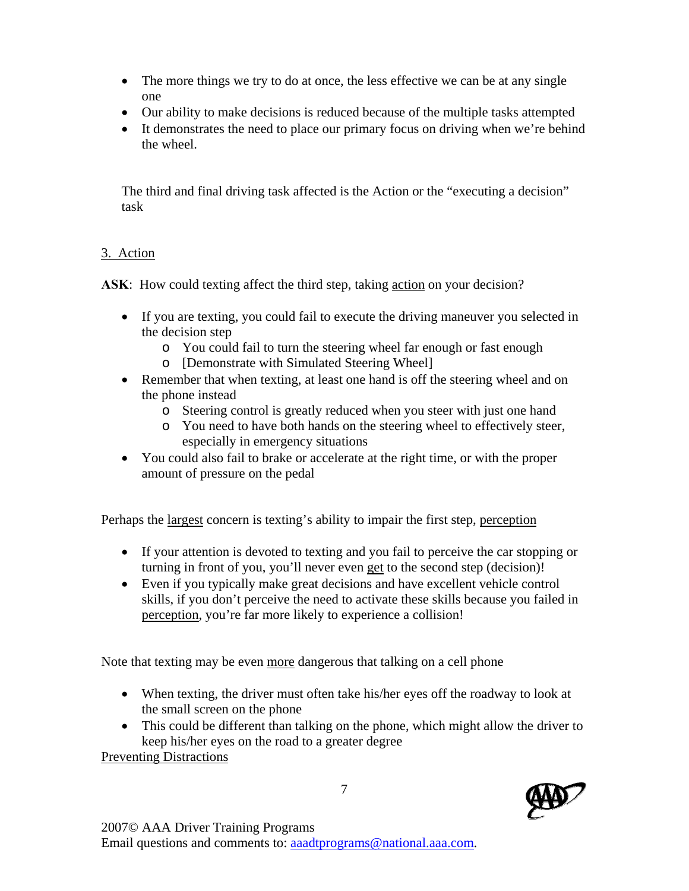- The more things we try to do at once, the less effective we can be at any single one
- Our ability to make decisions is reduced because of the multiple tasks attempted
- It demonstrates the need to place our primary focus on driving when we're behind the wheel.

The third and final driving task affected is the Action or the "executing a decision" task

3. Action

**ASK**: How could texting affect the third step, taking action on your decision?

- If you are texting, you could fail to execute the driving maneuver you selected in the decision step
  - You could fail to turn the steering wheel far enough or fast enough
  - [Demonstrate with Simulated Steering Wheel]
- Remember that when texting, at least one hand is off the steering wheel and on the phone instead
  - Steering control is greatly reduced when you steer with just one hand
  - You need to have both hands on the steering wheel to effectively steer, especially in emergency situations
- You could also fail to brake or accelerate at the right time, or with the proper amount of pressure on the pedal

Perhaps the largest concern is texting's ability to impair the first step, perception

- If your attention is devoted to texting and you fail to perceive the car stopping or turning in front of you, you'll never even get to the second step (decision)!
- Even if you typically make great decisions and have excellent vehicle control skills, if you don't perceive the need to activate these skills because you failed in perception, you're far more likely to experience a collision!

Note that texting may be even more dangerous that talking on a cell phone

- When texting, the driver must often take his/her eyes off the roadway to look at the small screen on the phone
- This could be different than talking on the phone, which might allow the driver to keep his/her eyes on the road to a greater degree

Preventing Distractions

2007© AAA Driver Training Programs
Email questions and comments to: aaadtprograms@national.aaa.com.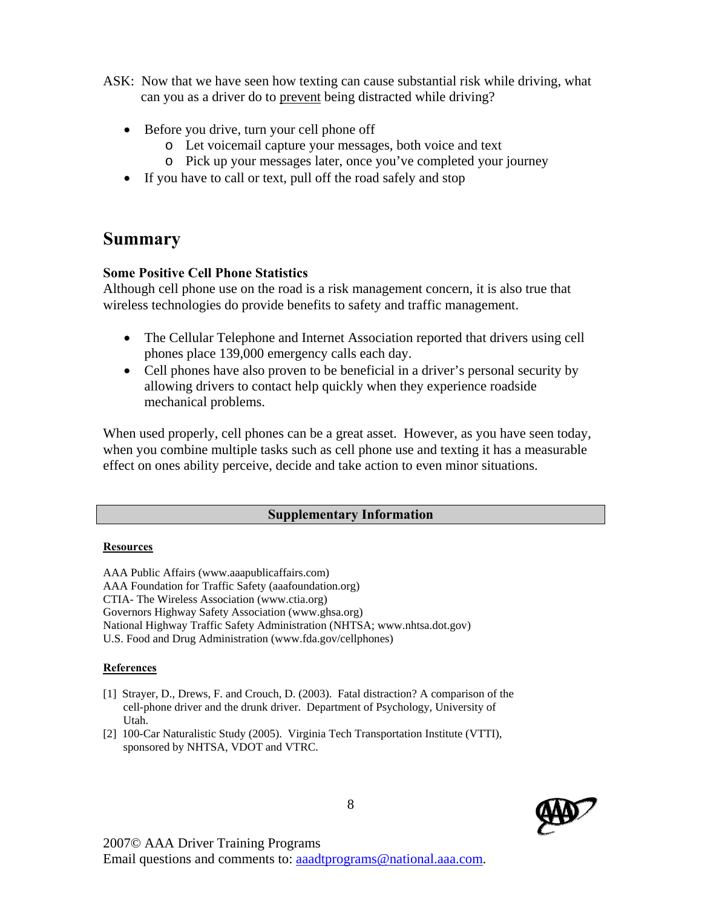ASK: Now that we have seen how texting can cause substantial risk while driving, what can you as a driver do to prevent being distracted while driving?

- Before you drive, turn your cell phone off
  - Let voicemail capture your messages, both voice and text
  - Pick up your messages later, once you've completed your journey
- If you have to call or text, pull off the road safely and stop

## Summary

**Some Positive Cell Phone Statistics**

Although cell phone use on the road is a risk management concern, it is also true that wireless technologies do provide benefits to safety and traffic management.

- The Cellular Telephone and Internet Association reported that drivers using cell phones place 139,000 emergency calls each day.
- Cell phones have also proven to be beneficial in a driver's personal security by allowing drivers to contact help quickly when they experience roadside mechanical problems.

When used properly, cell phones can be a great asset. However, as you have seen today, when you combine multiple tasks such as cell phone use and texting it has a measurable effect on ones ability perceive, decide and take action to even minor situations.

## Supplementary Information

**Resources**

AAA Public Affairs (www.aaapublicaffairs.com)
AAA Foundation for Traffic Safety (aaafoundation.org)
CTIA- The Wireless Association (www.ctia.org)
Governors Highway Safety Association (www.ghsa.org)
National Highway Traffic Safety Administration (NHTSA; www.nhtsa.dot.gov)
U.S. Food and Drug Administration (www.fda.gov/cellphones)

**References**

[1] Strayer, D., Drews, F. and Crouch, D. (2003). Fatal distraction? A comparison of the cell-phone driver and the drunk driver. Department of Psychology, University of Utah.

[2] 100-Car Naturalistic Study (2005). Virginia Tech Transportation Institute (VTTI), sponsored by NHTSA, VDOT and VTRC.

2007© AAA Driver Training Programs
Email questions and comments to: aaadtprograms@national.aaa.com.